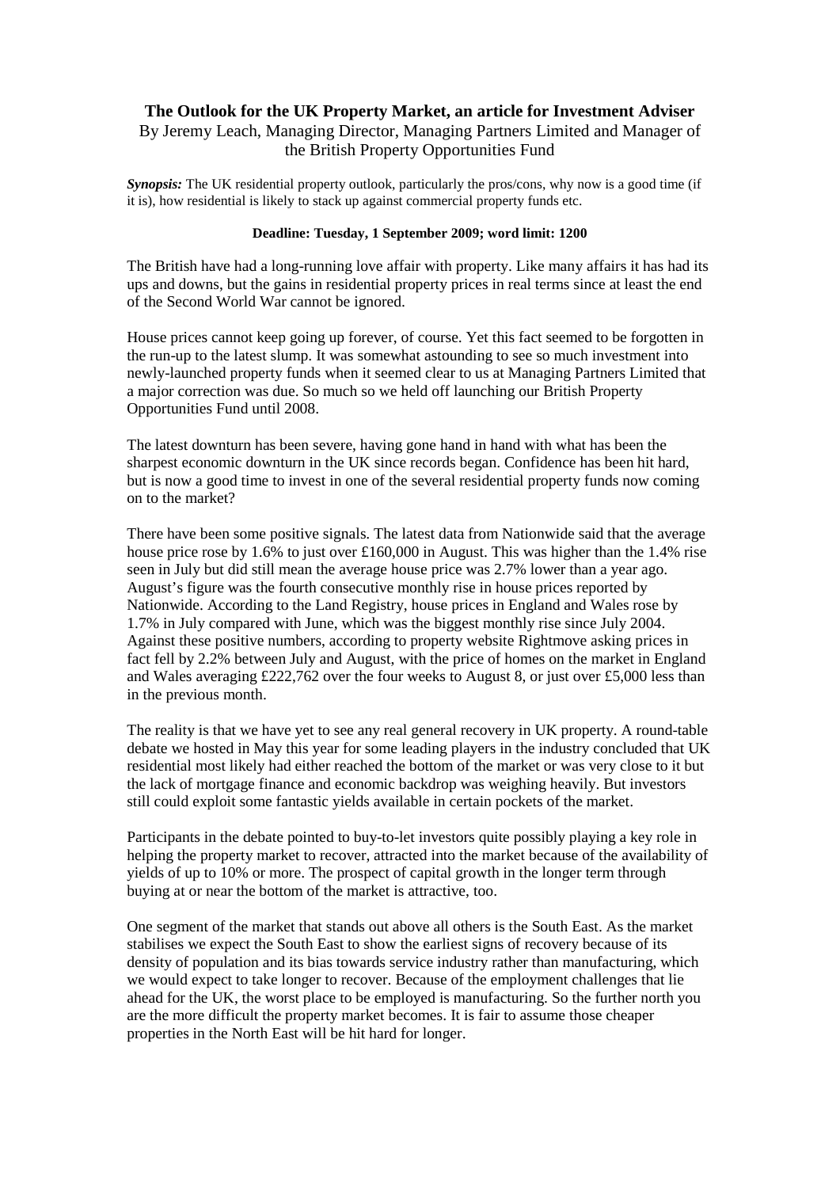# The Outlook for the UK Property Market, an article for Investment Adviser

By Jeremy Leach, Managing Director, Managing Partners Limited and Manager of the British Property Opportunities Fund

***Synopsis:*** The UK residential property outlook, particularly the pros/cons, why now is a good time (if it is), how residential is likely to stack up against commercial property funds etc.

**Deadline: Tuesday, 1 September 2009; word limit: 1200**

The British have had a long-running love affair with property. Like many affairs it has had its ups and downs, but the gains in residential property prices in real terms since at least the end of the Second World War cannot be ignored.

House prices cannot keep going up forever, of course. Yet this fact seemed to be forgotten in the run-up to the latest slump. It was somewhat astounding to see so much investment into newly-launched property funds when it seemed clear to us at Managing Partners Limited that a major correction was due. So much so we held off launching our British Property Opportunities Fund until 2008.

The latest downturn has been severe, having gone hand in hand with what has been the sharpest economic downturn in the UK since records began. Confidence has been hit hard, but is now a good time to invest in one of the several residential property funds now coming on to the market?

There have been some positive signals. The latest data from Nationwide said that the average house price rose by 1.6% to just over £160,000 in August. This was higher than the 1.4% rise seen in July but did still mean the average house price was 2.7% lower than a year ago. August's figure was the fourth consecutive monthly rise in house prices reported by Nationwide. According to the Land Registry, house prices in England and Wales rose by 1.7% in July compared with June, which was the biggest monthly rise since July 2004. Against these positive numbers, according to property website Rightmove asking prices in fact fell by 2.2% between July and August, with the price of homes on the market in England and Wales averaging £222,762 over the four weeks to August 8, or just over £5,000 less than in the previous month.

The reality is that we have yet to see any real general recovery in UK property. A round-table debate we hosted in May this year for some leading players in the industry concluded that UK residential most likely had either reached the bottom of the market or was very close to it but the lack of mortgage finance and economic backdrop was weighing heavily. But investors still could exploit some fantastic yields available in certain pockets of the market.

Participants in the debate pointed to buy-to-let investors quite possibly playing a key role in helping the property market to recover, attracted into the market because of the availability of yields of up to 10% or more. The prospect of capital growth in the longer term through buying at or near the bottom of the market is attractive, too.

One segment of the market that stands out above all others is the South East. As the market stabilises we expect the South East to show the earliest signs of recovery because of its density of population and its bias towards service industry rather than manufacturing, which we would expect to take longer to recover. Because of the employment challenges that lie ahead for the UK, the worst place to be employed is manufacturing. So the further north you are the more difficult the property market becomes. It is fair to assume those cheaper properties in the North East will be hit hard for longer.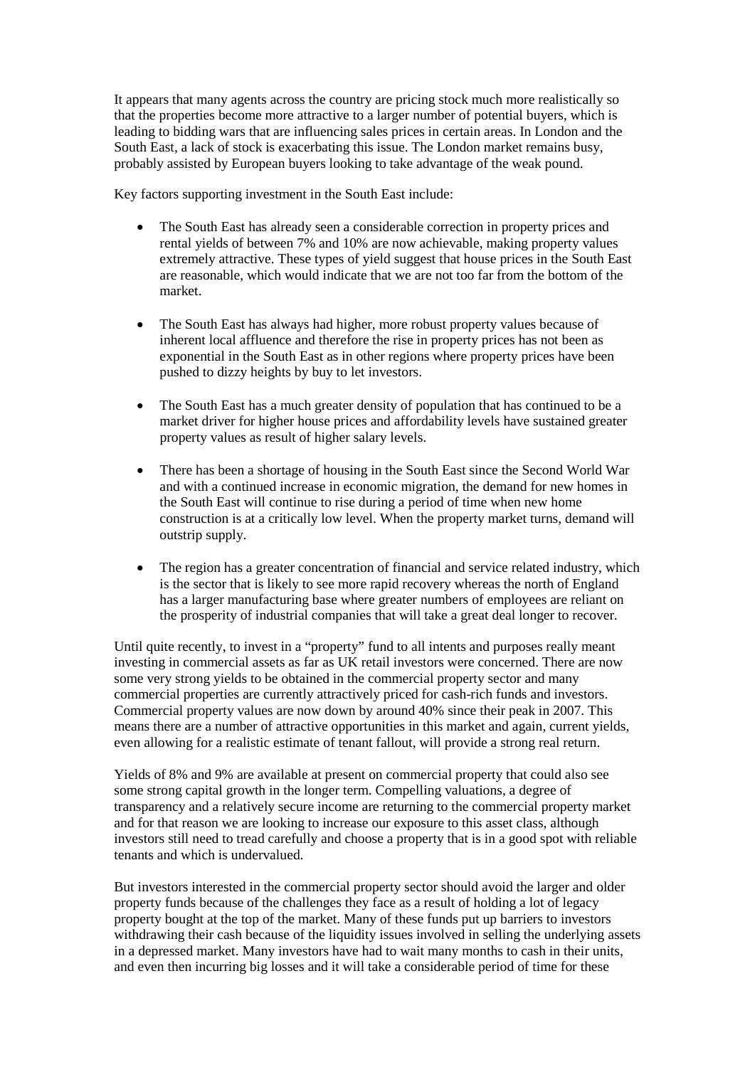It appears that many agents across the country are pricing stock much more realistically so that the properties become more attractive to a larger number of potential buyers, which is leading to bidding wars that are influencing sales prices in certain areas. In London and the South East, a lack of stock is exacerbating this issue. The London market remains busy, probably assisted by European buyers looking to take advantage of the weak pound.

Key factors supporting investment in the South East include:

- The South East has already seen a considerable correction in property prices and rental yields of between 7% and 10% are now achievable, making property values extremely attractive. These types of yield suggest that house prices in the South East are reasonable, which would indicate that we are not too far from the bottom of the market.

- The South East has always had higher, more robust property values because of inherent local affluence and therefore the rise in property prices has not been as exponential in the South East as in other regions where property prices have been pushed to dizzy heights by buy to let investors.

- The South East has a much greater density of population that has continued to be a market driver for higher house prices and affordability levels have sustained greater property values as result of higher salary levels.

- There has been a shortage of housing in the South East since the Second World War and with a continued increase in economic migration, the demand for new homes in the South East will continue to rise during a period of time when new home construction is at a critically low level. When the property market turns, demand will outstrip supply.

- The region has a greater concentration of financial and service related industry, which is the sector that is likely to see more rapid recovery whereas the north of England has a larger manufacturing base where greater numbers of employees are reliant on the prosperity of industrial companies that will take a great deal longer to recover.

Until quite recently, to invest in a "property" fund to all intents and purposes really meant investing in commercial assets as far as UK retail investors were concerned. There are now some very strong yields to be obtained in the commercial property sector and many commercial properties are currently attractively priced for cash-rich funds and investors. Commercial property values are now down by around 40% since their peak in 2007. This means there are a number of attractive opportunities in this market and again, current yields, even allowing for a realistic estimate of tenant fallout, will provide a strong real return.

Yields of 8% and 9% are available at present on commercial property that could also see some strong capital growth in the longer term. Compelling valuations, a degree of transparency and a relatively secure income are returning to the commercial property market and for that reason we are looking to increase our exposure to this asset class, although investors still need to tread carefully and choose a property that is in a good spot with reliable tenants and which is undervalued.

But investors interested in the commercial property sector should avoid the larger and older property funds because of the challenges they face as a result of holding a lot of legacy property bought at the top of the market. Many of these funds put up barriers to investors withdrawing their cash because of the liquidity issues involved in selling the underlying assets in a depressed market. Many investors have had to wait many months to cash in their units, and even then incurring big losses and it will take a considerable period of time for these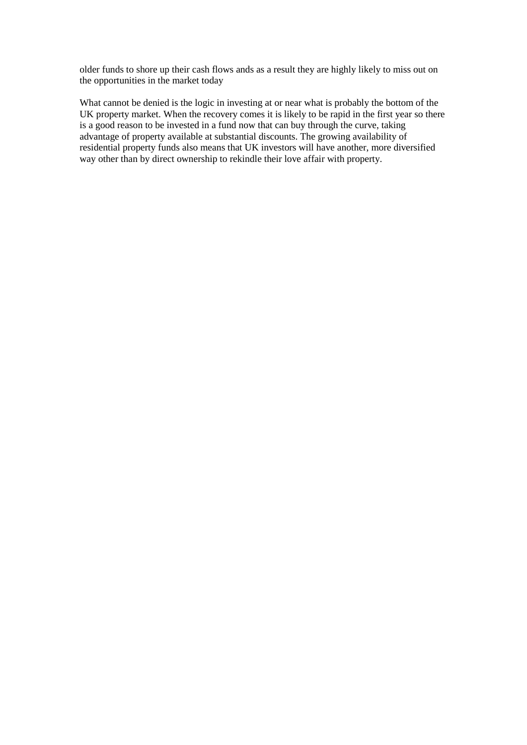older funds to shore up their cash flows ands as a result they are highly likely to miss out on the opportunities in the market today

What cannot be denied is the logic in investing at or near what is probably the bottom of the UK property market. When the recovery comes it is likely to be rapid in the first year so there is a good reason to be invested in a fund now that can buy through the curve, taking advantage of property available at substantial discounts. The growing availability of residential property funds also means that UK investors will have another, more diversified way other than by direct ownership to rekindle their love affair with property.